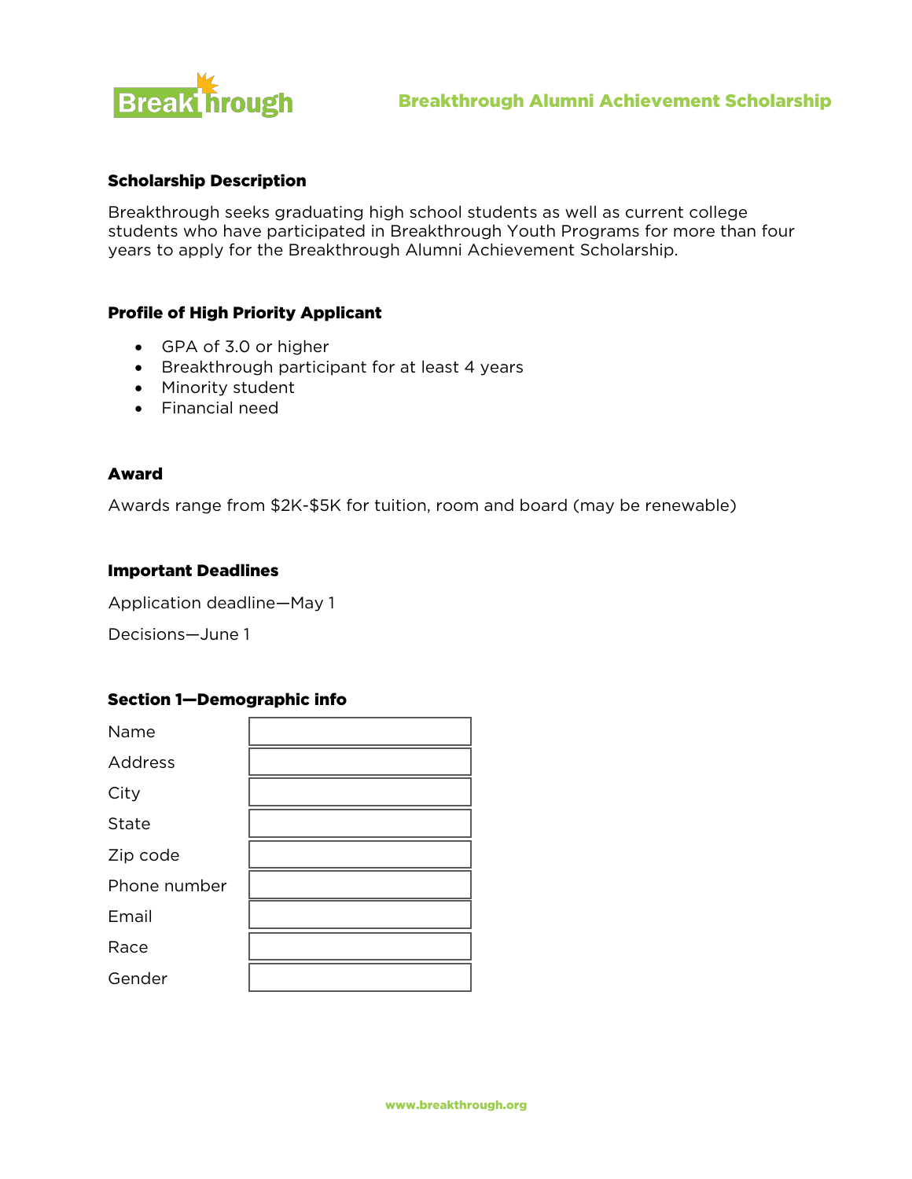# Breakthrough Alumni Achievement Scholarship

## Scholarship Description

Breakthrough seeks graduating high school students as well as current college students who have participated in Breakthrough Youth Programs for more than four years to apply for the Breakthrough Alumni Achievement Scholarship.

## Profile of High Priority Applicant

- GPA of 3.0 or higher
- Breakthrough participant for at least 4 years
- Minority student
- Financial need

## Award

Awards range from $2K-$5K for tuition, room and board (may be renewable)

## Important Deadlines

Application deadline—May 1

Decisions—June 1

## Section 1—Demographic info

| | |
|---|---|
| Name | |
| Address | |
| City | |
| State | |
| Zip code | |
| Phone number | |
| Email | |
| Race | |
| Gender | |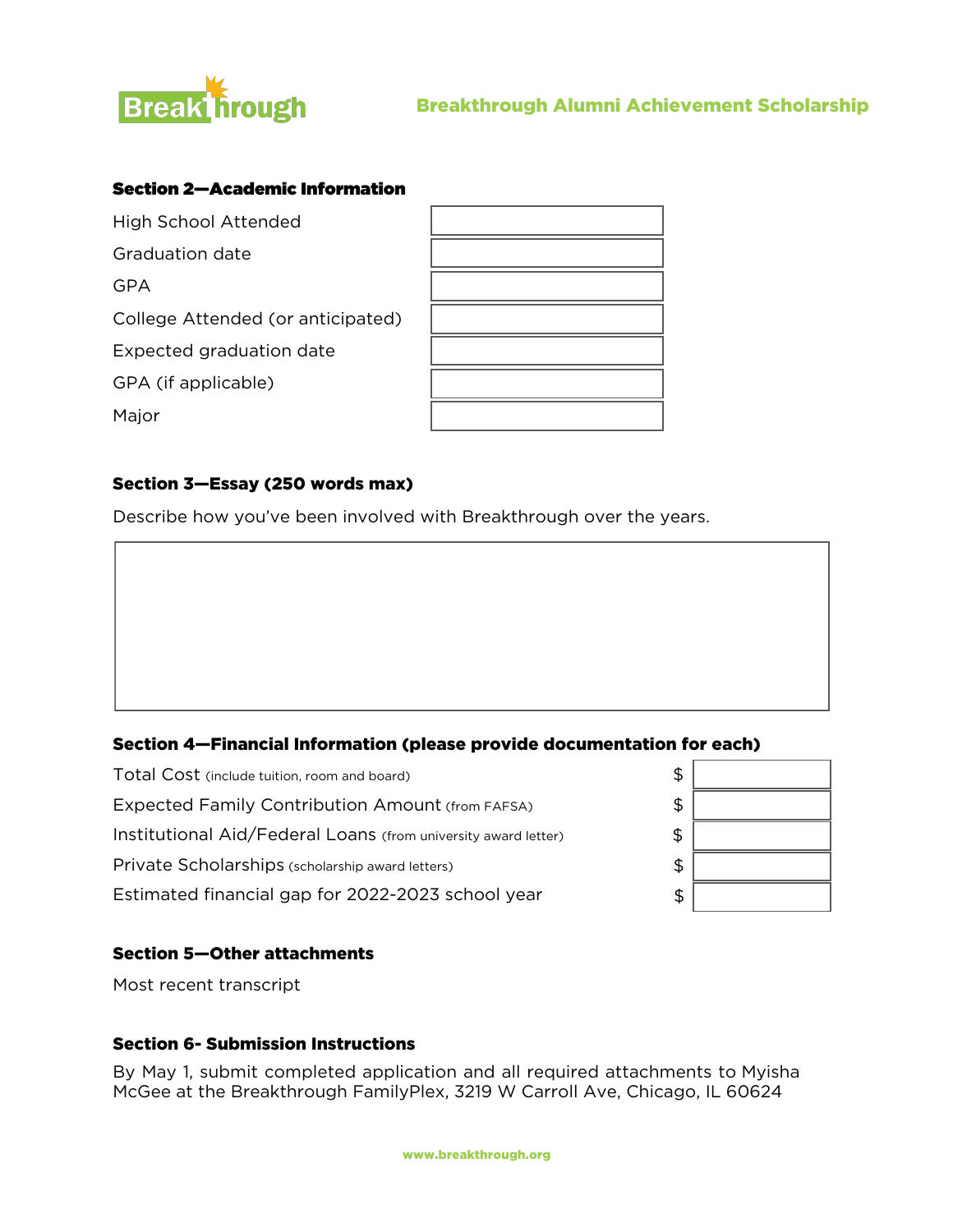## Section 2—Academic Information

| | |
|---|---|
| High School Attended | |
| Graduation date | |
| GPA | |
| College Attended (or anticipated) | |
| Expected graduation date | |
| GPA (if applicable) | |
| Major | |

## Section 3—Essay (250 words max)

Describe how you've been involved with Breakthrough over the years.

## Section 4—Financial Information (please provide documentation for each)

| | |
|---|---|
| Total Cost (include tuition, room and board) | $ |
| Expected Family Contribution Amount (from FAFSA) | $ |
| Institutional Aid/Federal Loans (from university award letter) | $ |
| Private Scholarships (scholarship award letters) | $ |
| Estimated financial gap for 2022-2023 school year | $ |

## Section 5—Other attachments

Most recent transcript

## Section 6- Submission Instructions

By May 1, submit completed application and all required attachments to Myisha McGee at the Breakthrough FamilyPlex, 3219 W Carroll Ave, Chicago, IL 60624